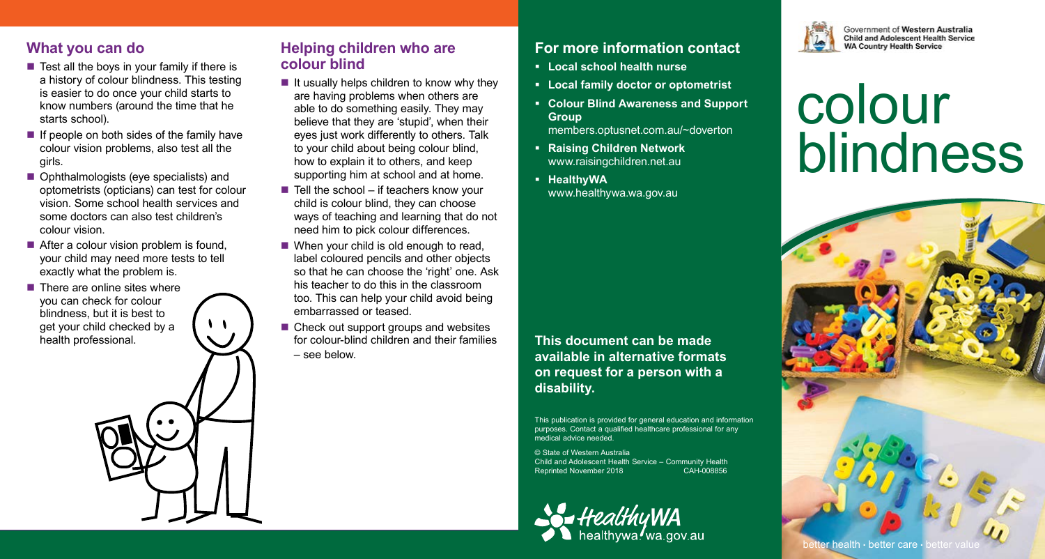## What you can do

- Test all the boys in your family if there is a history of colour blindness. This testing is easier to do once your child starts to know numbers (around the time that he starts school).
- If people on both sides of the family have colour vision problems, also test all the girls.
- Ophthalmologists (eye specialists) and optometrists (opticians) can test for colour vision. Some school health services and some doctors can also test children's colour vision.
- After a colour vision problem is found, your child may need more tests to tell exactly what the problem is.
- There are online sites where you can check for colour blindness, but it is best to get your child checked by a health professional.

## Helping children who are colour blind

- It usually helps children to know why they are having problems when others are able to do something easily. They may believe that they are 'stupid', when their eyes just work differently to others. Talk to your child about being colour blind, how to explain it to others, and keep supporting him at school and at home.
- Tell the school – if teachers know your child is colour blind, they can choose ways of teaching and learning that do not need him to pick colour differences.
- When your child is old enough to read, label coloured pencils and other objects so that he can choose the 'right' one. Ask his teacher to do this in the classroom too. This can help your child avoid being embarrassed or teased.
- Check out support groups and websites for colour-blind children and their families – see below.

## For more information contact

- **Local school health nurse**
- **Local family doctor or optometrist**
- **Colour Blind Awareness and Support Group**
  members.optusnet.com.au/~doverton
- **Raising Children Network**
  www.raisingchildren.net.au
- **HealthyWA**
  www.healthywa.wa.gov.au

**This document can be made available in alternative formats on request for a person with a disability.**

This publication is provided for general education and information purposes. Contact a qualified healthcare professional for any medical advice needed.

© State of Western Australia
Child and Adolescent Health Service – Community Health
Reprinted November 2018 CAH-008856

HealthyWA
healthywa.wa.gov.au

Government of Western Australia
Child and Adolescent Health Service
WA Country Health Service

# colour blindness

better health · better care · better value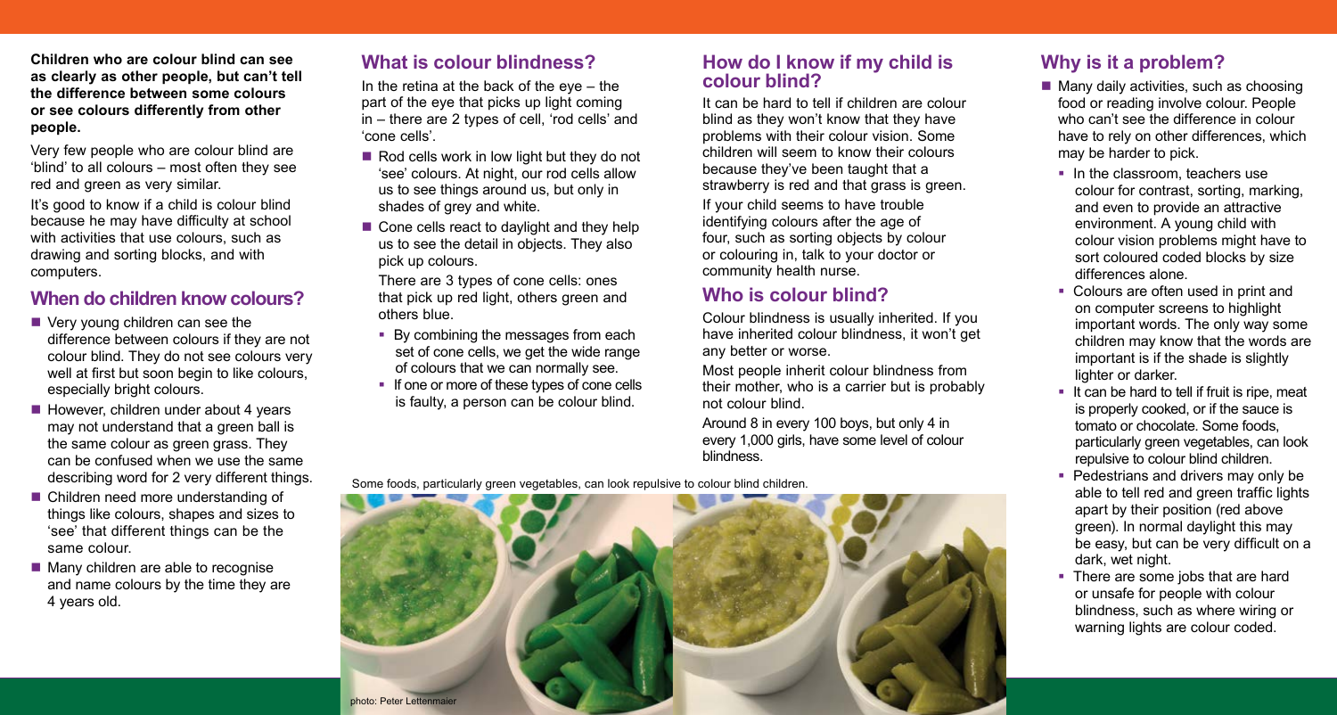**Children who are colour blind can see as clearly as other people, but can't tell the difference between some colours or see colours differently from other people.**

Very few people who are colour blind are 'blind' to all colours – most often they see red and green as very similar.

It's good to know if a child is colour blind because he may have difficulty at school with activities that use colours, such as drawing and sorting blocks, and with computers.

## When do children know colours?

- Very young children can see the difference between colours if they are not colour blind. They do not see colours very well at first but soon begin to like colours, especially bright colours.
- However, children under about 4 years may not understand that a green ball is the same colour as green grass. They can be confused when we use the same describing word for 2 very different things.
- Children need more understanding of things like colours, shapes and sizes to 'see' that different things can be the same colour.
- Many children are able to recognise and name colours by the time they are 4 years old.

## What is colour blindness?

In the retina at the back of the eye – the part of the eye that picks up light coming in – there are 2 types of cell, 'rod cells' and 'cone cells'.

- Rod cells work in low light but they do not 'see' colours. At night, our rod cells allow us to see things around us, but only in shades of grey and white.
- Cone cells react to daylight and they help us to see the detail in objects. They also pick up colours.

  There are 3 types of cone cells: ones that pick up red light, others green and others blue.

  - By combining the messages from each set of cone cells, we get the wide range of colours that we can normally see.
  - If one or more of these types of cone cells is faulty, a person can be colour blind.

## How do I know if my child is colour blind?

It can be hard to tell if children are colour blind as they won't know that they have problems with their colour vision. Some children will seem to know their colours because they've been taught that a strawberry is red and that grass is green.

If your child seems to have trouble identifying colours after the age of four, such as sorting objects by colour or colouring in, talk to your doctor or community health nurse.

## Who is colour blind?

Colour blindness is usually inherited. If you have inherited colour blindness, it won't get any better or worse.

Most people inherit colour blindness from their mother, who is a carrier but is probably not colour blind.

Around 8 in every 100 boys, but only 4 in every 1,000 girls, have some level of colour blindness.

Some foods, particularly green vegetables, can look repulsive to colour blind children.

photo: Peter Lettenmaier

## Why is it a problem?

- Many daily activities, such as choosing food or reading involve colour. People who can't see the difference in colour have to rely on other differences, which may be harder to pick.
  - In the classroom, teachers use colour for contrast, sorting, marking, and even to provide an attractive environment. A young child with colour vision problems might have to sort coloured coded blocks by size differences alone.
  - Colours are often used in print and on computer screens to highlight important words. The only way some children may know that the words are important is if the shade is slightly lighter or darker.
  - It can be hard to tell if fruit is ripe, meat is properly cooked, or if the sauce is tomato or chocolate. Some foods, particularly green vegetables, can look repulsive to colour blind children.
  - Pedestrians and drivers may only be able to tell red and green traffic lights apart by their position (red above green). In normal daylight this may be easy, but can be very difficult on a dark, wet night.
  - There are some jobs that are hard or unsafe for people with colour blindness, such as where wiring or warning lights are colour coded.